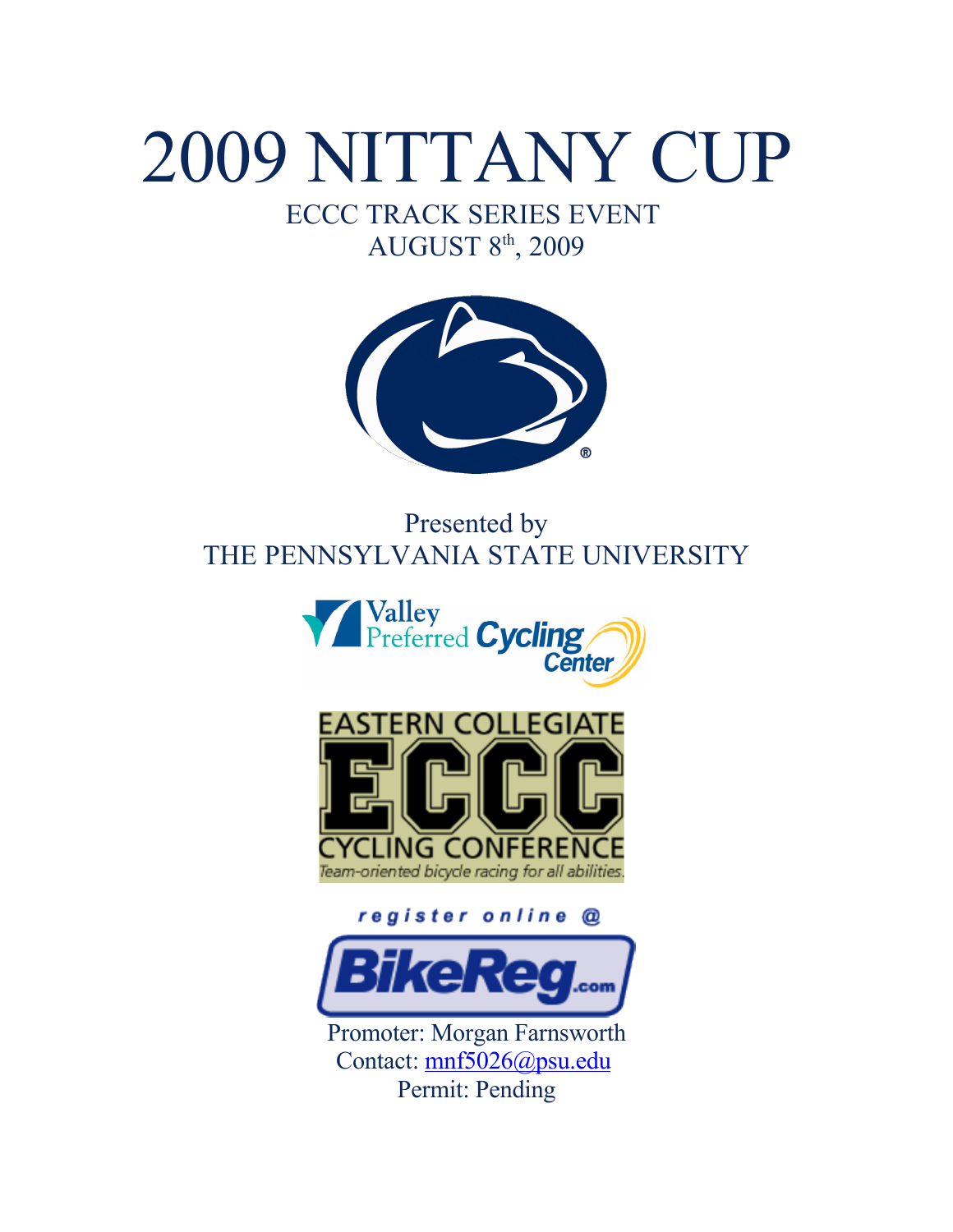# 2009 NITTANY CUP

ECCC TRACK SERIES EVENT

AUGUST 8th, 2009

Presented by

THE PENNSYLVANIA STATE UNIVERSITY

Valley Preferred Cycling Center

EASTERN COLLEGIATE ECCC CYCLING CONFERENCE

*Team-oriented bicycle racing for all abilities.*

register online @

BikeReg.com

Promoter: Morgan Farnsworth

Contact: mnf5026@psu.edu

Permit: Pending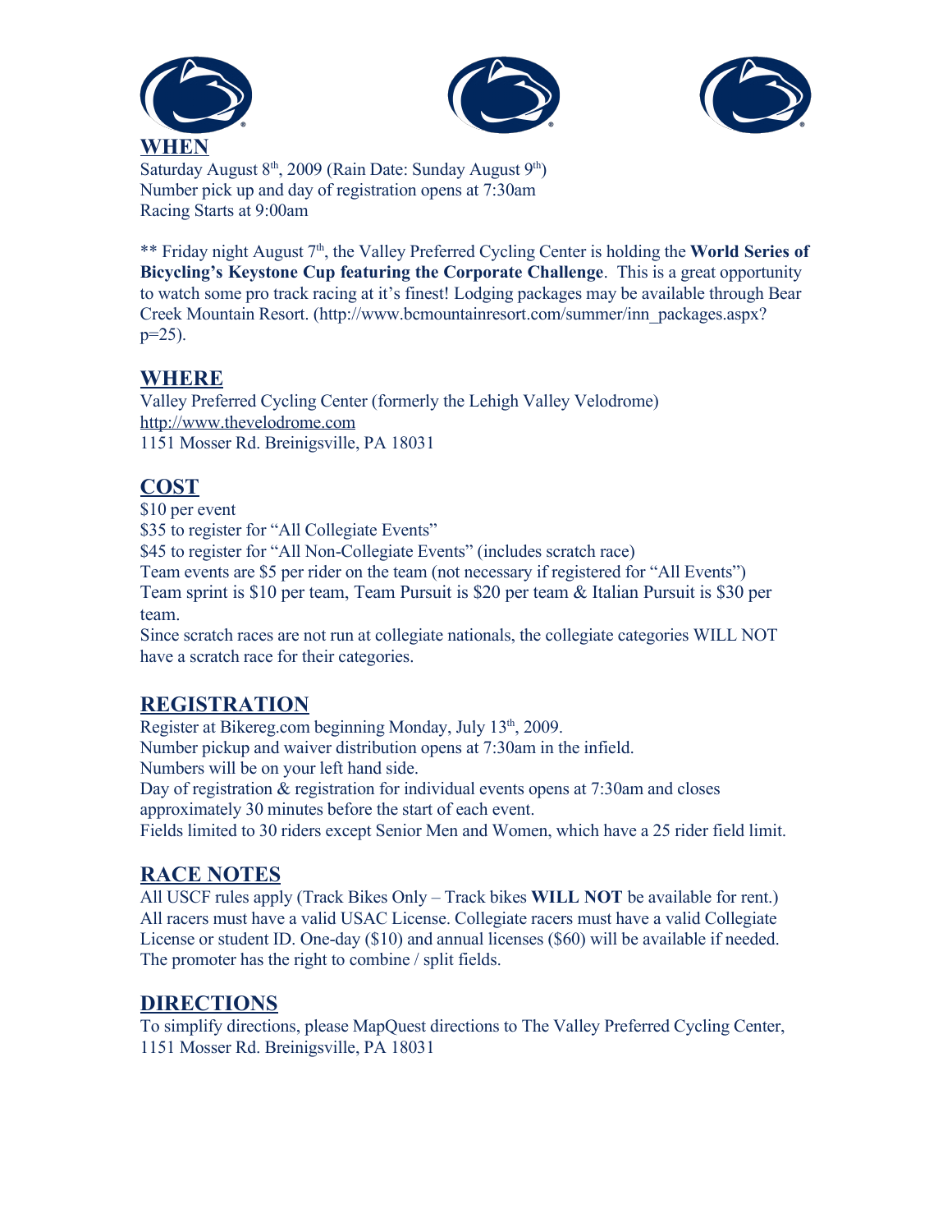## WHEN

Saturday August 8th, 2009 (Rain Date: Sunday August 9th)
Number pick up and day of registration opens at 7:30am
Racing Starts at 9:00am

** Friday night August 7th, the Valley Preferred Cycling Center is holding the **World Series of Bicycling's Keystone Cup featuring the Corporate Challenge**. This is a great opportunity to watch some pro track racing at it's finest! Lodging packages may be available through Bear Creek Mountain Resort. (http://www.bcmountainresort.com/summer/inn_packages.aspx?p=25).

## WHERE

Valley Preferred Cycling Center (formerly the Lehigh Valley Velodrome)
http://www.thevelodrome.com
1151 Mosser Rd. Breinigsville, PA 18031

## COST

$10 per event
$35 to register for "All Collegiate Events"
$45 to register for "All Non-Collegiate Events" (includes scratch race)
Team events are $5 per rider on the team (not necessary if registered for "All Events")
Team sprint is $10 per team, Team Pursuit is $20 per team & Italian Pursuit is $30 per team.
Since scratch races are not run at collegiate nationals, the collegiate categories WILL NOT have a scratch race for their categories.

## REGISTRATION

Register at Bikereg.com beginning Monday, July 13th, 2009.
Number pickup and waiver distribution opens at 7:30am in the infield.
Numbers will be on your left hand side.
Day of registration & registration for individual events opens at 7:30am and closes approximately 30 minutes before the start of each event.
Fields limited to 30 riders except Senior Men and Women, which have a 25 rider field limit.

## RACE NOTES

All USCF rules apply (Track Bikes Only – Track bikes **WILL NOT** be available for rent.)
All racers must have a valid USAC License. Collegiate racers must have a valid Collegiate License or student ID. One-day ($10) and annual licenses ($60) will be available if needed.
The promoter has the right to combine / split fields.

## DIRECTIONS

To simplify directions, please MapQuest directions to The Valley Preferred Cycling Center, 1151 Mosser Rd. Breinigsville, PA 18031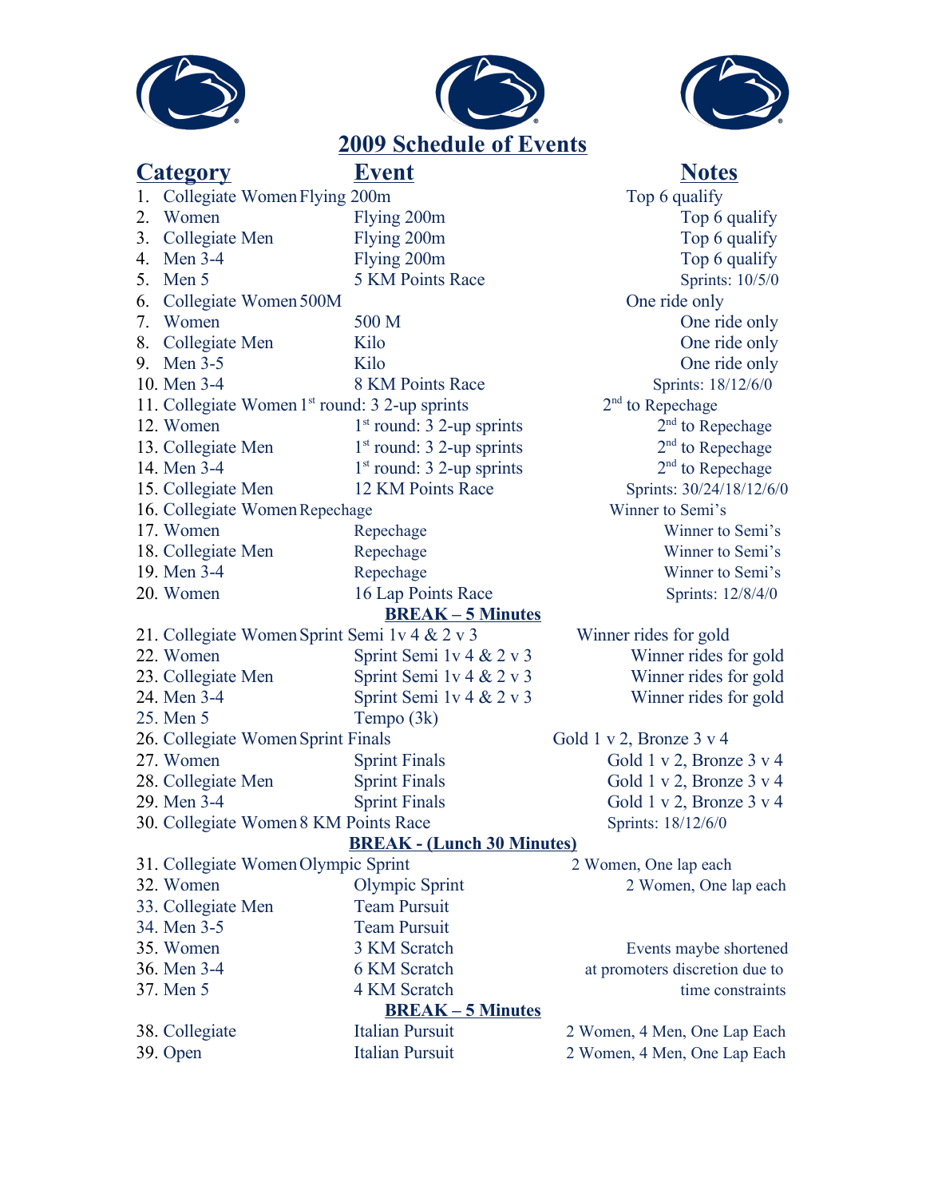# 2009 Schedule of Events

| Category | Event | Notes |
| --- | --- | --- |
| 1. Collegiate Women | Flying 200m | Top 6 qualify |
| 2. Women | Flying 200m | Top 6 qualify |
| 3. Collegiate Men | Flying 200m | Top 6 qualify |
| 4. Men 3-4 | Flying 200m | Top 6 qualify |
| 5. Men 5 | 5 KM Points Race | Sprints: 10/5/0 |
| 6. Collegiate Women | 500M | One ride only |
| 7. Women | 500 M | One ride only |
| 8. Collegiate Men | Kilo | One ride only |
| 9. Men 3-5 | Kilo | One ride only |
| 10. Men 3-4 | 8 KM Points Race | Sprints: 18/12/6/0 |
| 11. Collegiate Women | 1st round: 3 2-up sprints | 2nd to Repechage |
| 12. Women | 1st round: 3 2-up sprints | 2nd to Repechage |
| 13. Collegiate Men | 1st round: 3 2-up sprints | 2nd to Repechage |
| 14. Men 3-4 | 1st round: 3 2-up sprints | 2nd to Repechage |
| 15. Collegiate Men | 12 KM Points Race | Sprints: 30/24/18/12/6/0 |
| 16. Collegiate Women | Repechage | Winner to Semi's |
| 17. Women | Repechage | Winner to Semi's |
| 18. Collegiate Men | Repechage | Winner to Semi's |
| 19. Men 3-4 | Repechage | Winner to Semi's |
| 20. Women | 16 Lap Points Race | Sprints: 12/8/4/0 |
| | **BREAK – 5 Minutes** | |
| 21. Collegiate Women | Sprint Semi 1v 4 & 2 v 3 | Winner rides for gold |
| 22. Women | Sprint Semi 1v 4 & 2 v 3 | Winner rides for gold |
| 23. Collegiate Men | Sprint Semi 1v 4 & 2 v 3 | Winner rides for gold |
| 24. Men 3-4 | Sprint Semi 1v 4 & 2 v 3 | Winner rides for gold |
| 25. Men 5 | Tempo (3k) | |
| 26. Collegiate Women | Sprint Finals | Gold 1 v 2, Bronze 3 v 4 |
| 27. Women | Sprint Finals | Gold 1 v 2, Bronze 3 v 4 |
| 28. Collegiate Men | Sprint Finals | Gold 1 v 2, Bronze 3 v 4 |
| 29. Men 3-4 | Sprint Finals | Gold 1 v 2, Bronze 3 v 4 |
| 30. Collegiate Women | 8 KM Points Race | Sprints: 18/12/6/0 |
| | **BREAK - (Lunch 30 Minutes)** | |
| 31. Collegiate Women | Olympic Sprint | 2 Women, One lap each |
| 32. Women | Olympic Sprint | 2 Women, One lap each |
| 33. Collegiate Men | Team Pursuit | |
| 34. Men 3-5 | Team Pursuit | |
| 35. Women | 3 KM Scratch | Events maybe shortened |
| 36. Men 3-4 | 6 KM Scratch | at promoters discretion due to |
| 37. Men 5 | 4 KM Scratch | time constraints |
| | **BREAK – 5 Minutes** | |
| 38. Collegiate | Italian Pursuit | 2 Women, 4 Men, One Lap Each |
| 39. Open | Italian Pursuit | 2 Women, 4 Men, One Lap Each |